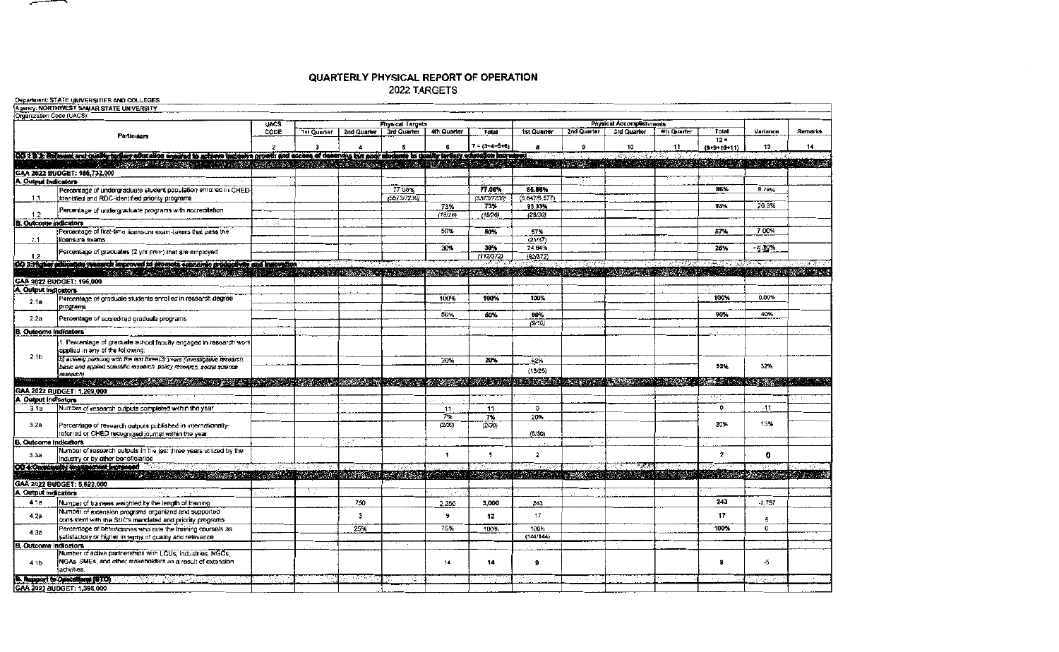# QUARTERLY PHYSICAL REPORT OF OPERATION

## 2022 TARGETS

Department: STATE UNIVERSITIES AND COLLEGES
Agency: NORTHWEST SAMAR STATE UNIVERSITY
Organization Code (UACS)

| | Particulars | UACS CODE | Physical Targets | | | | | Physical Accomplishments | | | | | Variance | Remarks |
|---|---|---|---|---|---|---|---|---|---|---|---|---|---|---|
| | | | 1st Quarter | 2nd Quarter | 3rd Quarter | 4th Quarter | Total | 1st Quarter | 2nd Quarter | 3rd Quarter | 4th Quarter | Total | | |
| | 1 | 2 | 3 | 4 | 5 | 6 | 7 = (3+4+5+6) | 8 | 9 | 10 | 11 | 12 = (8+9+10+11) | 13 | 14 |
| **OO 1 & 2: Relevant and quality tertiary education ensured to achieve inclusive growth and access of deserving but poor students to quality tertiary education increased** | | | | | | | | | | | | | | |
| **GAA 2022 BUDGET: 186,732,000** | | | | | | | | | | | | | | |
| **A. Output Indicators** | | | | | | | | | | | | | | |
| 1.1 | Percentage of undergraduate student population enrolled in CHED-identified and RDC-identified priority programs | | | | 77.06% (5573/7230) | | 77.06% (5573/7230) | 85.86% (5,647/6,577) | | | | 86% | 8.76% | |
| 1.2 | Percentage of undergraduate programs with accreditation | | | | | 73% (19/26) | 73% (19/26) | 93.33% (28/30) | | | | 93% | 20.3% | |
| **B. Outcome Indicators** | | | | | | | | | | | | | | |
| 1.1 | Percentage of first-time licensure exam-takers that pass the licensure exams | | | | | 50% | 50% | 57% (21/37) | | | | 57% | 7.00% | |
| 1.2 | Percentage of graduates (2 yrs prior) that are employed | | | | | 30% | 30% (112/372) | 24.64% (92/372) | | | | 25% | -5.30% | |
| **OO 3: Higher education research improved to promote economic productivity and innovation** | | | | | | | | | | | | | | |
| **GAA 2022 BUDGET: 196,000** | | | | | | | | | | | | | | |
| **A. Output Indicators** | | | | | | | | | | | | | | |
| 2.1a | Percentage of graduate students enrolled in research degree programs | | | | | 100% | 100% | 100% | | | | 100% | 0.00% | |
| 2.2a | Percentage of accredited graduate programs | | | | | 50% | 50% | 90% (9/10) | | | | 90% | 40% | |
| **B. Outcome Indicators** | | | | | | | | | | | | | | |
| 2.1b | 1. Percentage of graduate school faculty engaged in research work applied in any of the following: b) actively pursuing with the last three(3) years (investigative research, basic and applied scientific research, policy research, social science research) | | | | | 20% | 20% | 52% (13/25) | | | | 52% | 32% | |
| **GAA 2022 BUDGET: 1,269,000** | | | | | | | | | | | | | | |
| **A. Output Indicators** | | | | | | | | | | | | | | |
| 3.1a | Number of research outputs completed within the year | | | | | 11 | 11 | 0 | | | | 0 | -11 | |
| 3.2a | Percentage of research outputs published in internationally-referred or CHED recognized journal within the year | | | | | 7% (2/30) | 7% (2/30) | 20% (6/30) | | | | 20% | 13% | |
| **B. Outcome Indicators** | | | | | | | | | | | | | | |
| 3.3a | Number of research outputs in the last three years utilized by the industry or by other beneficiaries | | | | | 1 | 1 | 2 | | | | 2 | 0 | |
| **OO 4: Community engagement increased** | | | | | | | | | | | | | | |
| **GAA 2022 BUDGET: 5,622,000** | | | | | | | | | | | | | | |
| **A. Output Indicators** | | | | | | | | | | | | | | |
| 4.1a | Number of trainees weighted by the length of training | | | 750 | | 2,250 | 3,000 | 243 | | | | 243 | -2,757 | |
| 4.2a | Number of extension programs organized and supported consistent with the SUC's mandated and priority programs | | | 3 | | 9 | 12 | 17 | | | | 17 | 5 | |
| 4.3a | Percentage of beneficiaries who rate the training course/s as satisfactory or higher in terms of quality and relevance | | | 25% | | 75% | 100% | 100% (144/144) | | | | 100% | 0 | |
| **B. Outcome Indicators** | | | | | | | | | | | | | | |
| 4.1b | Number of active partnerships with LGUs, Industries, NGOs, NGAs, SMEs, and other stakeholders as a result of extension activities. | | | | | 14 | 14 | 9 | | | | 9 | -5 | |
| **B. Support to Operations (STO)** | | | | | | | | | | | | | | |
| **GAA 2022 BUDGET: 1,398,000** | | | | | | | | | | | | | | |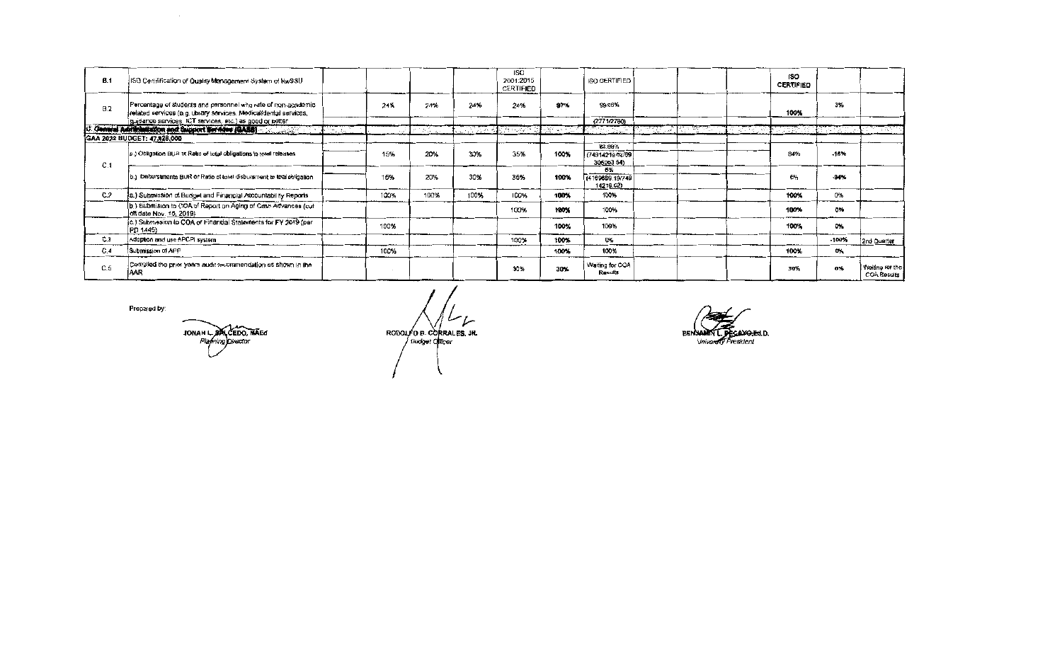| | | | | | | | | | | | | | | |
|---|---|---|---|---|---|---|---|---|---|---|---|---|---|---|
| B.1 | ISO Certification of Quality Management System of NwSSU | | | | | ISO 2001:2015 CERTIFIED | | ISO CERTIFIED | | | | ISO CERTIFIED | | |
| B.2 | Percentage of students and personnel who rate of non-academic related services (e.g. Library services, Medical/dental services, guidance services, ICT services, etc.) as good or better | | 24% | 24% | 24% | 24% | 97% | 99.08% (2771/2780) | | | | 100% | 3% | |
| C. General Administration and Support Services (GASS) | | | | | | | | | | | | | | |
| GAA 2022 BUDGET: 47,828,000 | | | | | | | | | | | | | | |
| C.1 | a.) Obligation BUR or Ratio of total obligations to total releases | | 15% | 20% | 30% | 35% | 100% | 83.88% (74914216.62/89 306093.54) | | | | 84% | -16% | |
| | b.) Disbursements BUR or Ratio of total disbursement to total obligation | | 15% | 20% | 30% | 35% | 100% | 6% (4169689.19/749 14216.62) | | | | 6% | -94% | |
| C.2 | a.) Submission of Budget and Financial Accountability Reports | | 100% | 100% | 100% | 100% | 100% | 100% | | | | 100% | 0% | |
| | b.) Submission to COA of Report on Aging of Cash Advances (cut off date Nov. 15, 2019) | | | | | 100% | 100% | 100% | | | | 100% | 0% | |
| | c.) Submission to COA of Financial Statements for FY 2019 (per PD 1445) | | 100% | | | | 100% | 100% | | | | 100% | 0% | |
| C.3 | Adoption and use APCPI system | | | | | 100% | 100% | 0% | | | | | -100% | 2nd Quarter |
| C.4 | Submission of APP | | 100% | | | | 100% | 100% | | | | 100% | 0% | |
| C.5 | Complied the prior years audit recommendation as shown in the AAR | | | | | 30% | 30% | Waiting for COA Results | | | | 30% | 0% | Waiting for the COA Results |

Prepared by:

JONAH L. SALCEDO, MAEd
Planning Director

RODOLFO B. CORRALES, JR.
Budget Officer

BENJAMIN L. DECAYO, Ed.D.
University President